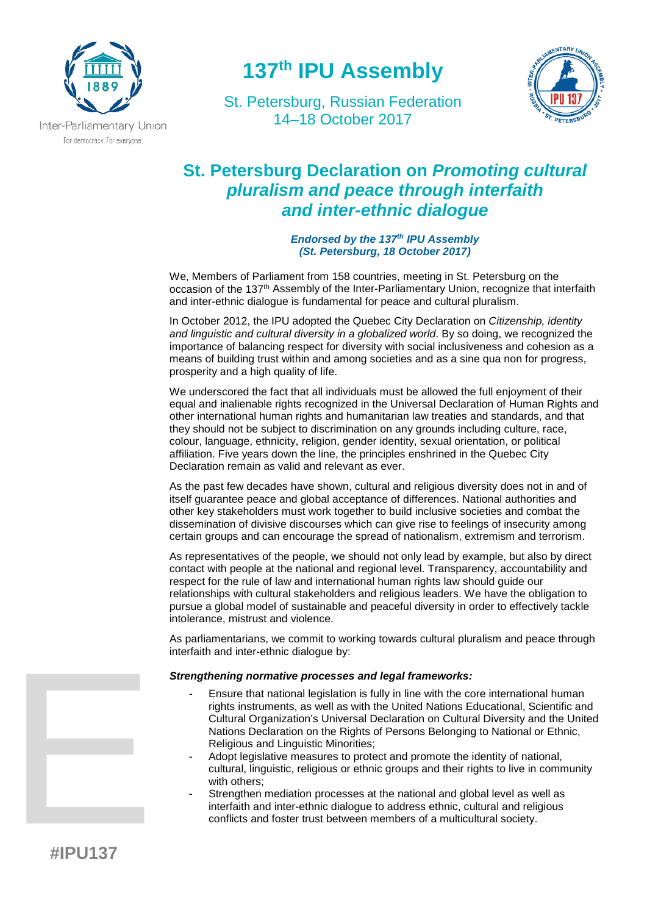Inter-Parliamentary Union
For democracy. For everyone.

# 137th IPU Assembly

St. Petersburg, Russian Federation
14–18 October 2017

## St. Petersburg Declaration on *Promoting cultural pluralism and peace through interfaith and inter-ethnic dialogue*

***Endorsed by the 137th IPU Assembly***
***(St. Petersburg, 18 October 2017)***

We, Members of Parliament from 158 countries, meeting in St. Petersburg on the occasion of the 137th Assembly of the Inter-Parliamentary Union, recognize that interfaith and inter-ethnic dialogue is fundamental for peace and cultural pluralism.

In October 2012, the IPU adopted the Quebec City Declaration on *Citizenship, identity and linguistic and cultural diversity in a globalized world*. By so doing, we recognized the importance of balancing respect for diversity with social inclusiveness and cohesion as a means of building trust within and among societies and as a sine qua non for progress, prosperity and a high quality of life.

We underscored the fact that all individuals must be allowed the full enjoyment of their equal and inalienable rights recognized in the Universal Declaration of Human Rights and other international human rights and humanitarian law treaties and standards, and that they should not be subject to discrimination on any grounds including culture, race, colour, language, ethnicity, religion, gender identity, sexual orientation, or political affiliation. Five years down the line, the principles enshrined in the Quebec City Declaration remain as valid and relevant as ever.

As the past few decades have shown, cultural and religious diversity does not in and of itself guarantee peace and global acceptance of differences. National authorities and other key stakeholders must work together to build inclusive societies and combat the dissemination of divisive discourses which can give rise to feelings of insecurity among certain groups and can encourage the spread of nationalism, extremism and terrorism.

As representatives of the people, we should not only lead by example, but also by direct contact with people at the national and regional level. Transparency, accountability and respect for the rule of law and international human rights law should guide our relationships with cultural stakeholders and religious leaders. We have the obligation to pursue a global model of sustainable and peaceful diversity in order to effectively tackle intolerance, mistrust and violence.

As parliamentarians, we commit to working towards cultural pluralism and peace through interfaith and inter-ethnic dialogue by:

***Strengthening normative processes and legal frameworks:***

- Ensure that national legislation is fully in line with the core international human rights instruments, as well as with the United Nations Educational, Scientific and Cultural Organization's Universal Declaration on Cultural Diversity and the United Nations Declaration on the Rights of Persons Belonging to National or Ethnic, Religious and Linguistic Minorities;
- Adopt legislative measures to protect and promote the identity of national, cultural, linguistic, religious or ethnic groups and their rights to live in community with others;
- Strengthen mediation processes at the national and global level as well as interfaith and inter-ethnic dialogue to address ethnic, cultural and religious conflicts and foster trust between members of a multicultural society.

#IPU137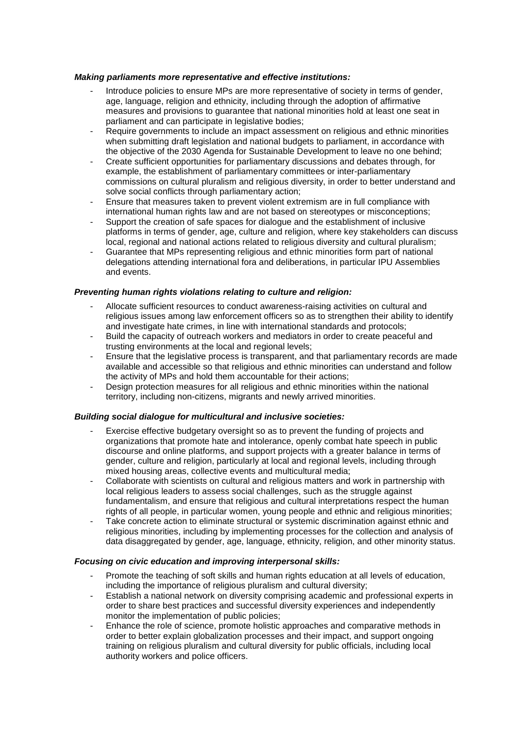***Making parliaments more representative and effective institutions:***

- Introduce policies to ensure MPs are more representative of society in terms of gender, age, language, religion and ethnicity, including through the adoption of affirmative measures and provisions to guarantee that national minorities hold at least one seat in parliament and can participate in legislative bodies;
- Require governments to include an impact assessment on religious and ethnic minorities when submitting draft legislation and national budgets to parliament, in accordance with the objective of the 2030 Agenda for Sustainable Development to leave no one behind;
- Create sufficient opportunities for parliamentary discussions and debates through, for example, the establishment of parliamentary committees or inter-parliamentary commissions on cultural pluralism and religious diversity, in order to better understand and solve social conflicts through parliamentary action;
- Ensure that measures taken to prevent violent extremism are in full compliance with international human rights law and are not based on stereotypes or misconceptions;
- Support the creation of safe spaces for dialogue and the establishment of inclusive platforms in terms of gender, age, culture and religion, where key stakeholders can discuss local, regional and national actions related to religious diversity and cultural pluralism;
- Guarantee that MPs representing religious and ethnic minorities form part of national delegations attending international fora and deliberations, in particular IPU Assemblies and events.

***Preventing human rights violations relating to culture and religion:***

- Allocate sufficient resources to conduct awareness-raising activities on cultural and religious issues among law enforcement officers so as to strengthen their ability to identify and investigate hate crimes, in line with international standards and protocols;
- Build the capacity of outreach workers and mediators in order to create peaceful and trusting environments at the local and regional levels;
- Ensure that the legislative process is transparent, and that parliamentary records are made available and accessible so that religious and ethnic minorities can understand and follow the activity of MPs and hold them accountable for their actions;
- Design protection measures for all religious and ethnic minorities within the national territory, including non-citizens, migrants and newly arrived minorities.

***Building social dialogue for multicultural and inclusive societies:***

- Exercise effective budgetary oversight so as to prevent the funding of projects and organizations that promote hate and intolerance, openly combat hate speech in public discourse and online platforms, and support projects with a greater balance in terms of gender, culture and religion, particularly at local and regional levels, including through mixed housing areas, collective events and multicultural media;
- Collaborate with scientists on cultural and religious matters and work in partnership with local religious leaders to assess social challenges, such as the struggle against fundamentalism, and ensure that religious and cultural interpretations respect the human rights of all people, in particular women, young people and ethnic and religious minorities;
- Take concrete action to eliminate structural or systemic discrimination against ethnic and religious minorities, including by implementing processes for the collection and analysis of data disaggregated by gender, age, language, ethnicity, religion, and other minority status.

***Focusing on civic education and improving interpersonal skills:***

- Promote the teaching of soft skills and human rights education at all levels of education, including the importance of religious pluralism and cultural diversity;
- Establish a national network on diversity comprising academic and professional experts in order to share best practices and successful diversity experiences and independently monitor the implementation of public policies;
- Enhance the role of science, promote holistic approaches and comparative methods in order to better explain globalization processes and their impact, and support ongoing training on religious pluralism and cultural diversity for public officials, including local authority workers and police officers.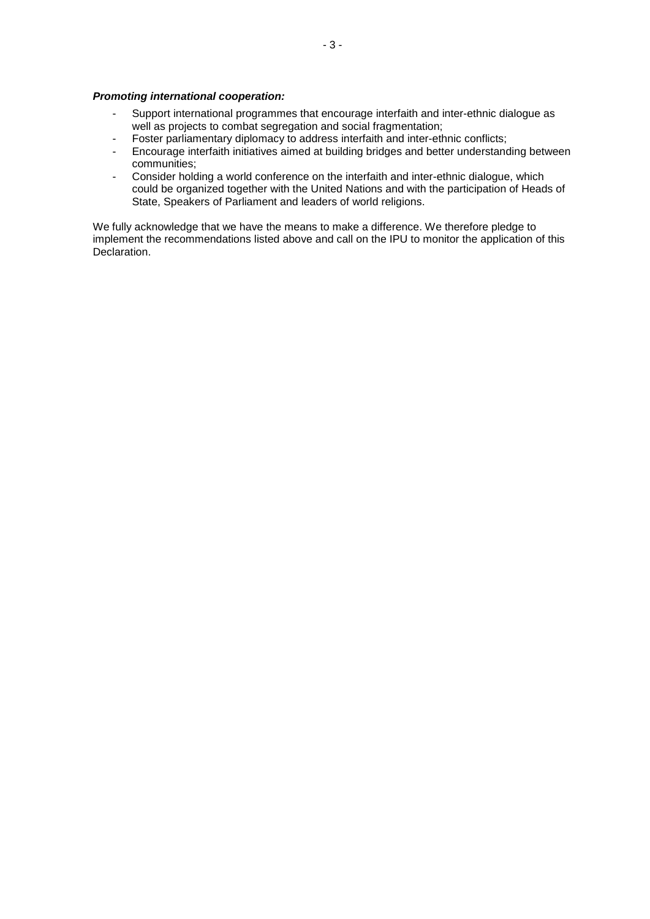***Promoting international cooperation:***

- Support international programmes that encourage interfaith and inter-ethnic dialogue as well as projects to combat segregation and social fragmentation;
- Foster parliamentary diplomacy to address interfaith and inter-ethnic conflicts;
- Encourage interfaith initiatives aimed at building bridges and better understanding between communities;
- Consider holding a world conference on the interfaith and inter-ethnic dialogue, which could be organized together with the United Nations and with the participation of Heads of State, Speakers of Parliament and leaders of world religions.

We fully acknowledge that we have the means to make a difference. We therefore pledge to implement the recommendations listed above and call on the IPU to monitor the application of this Declaration.